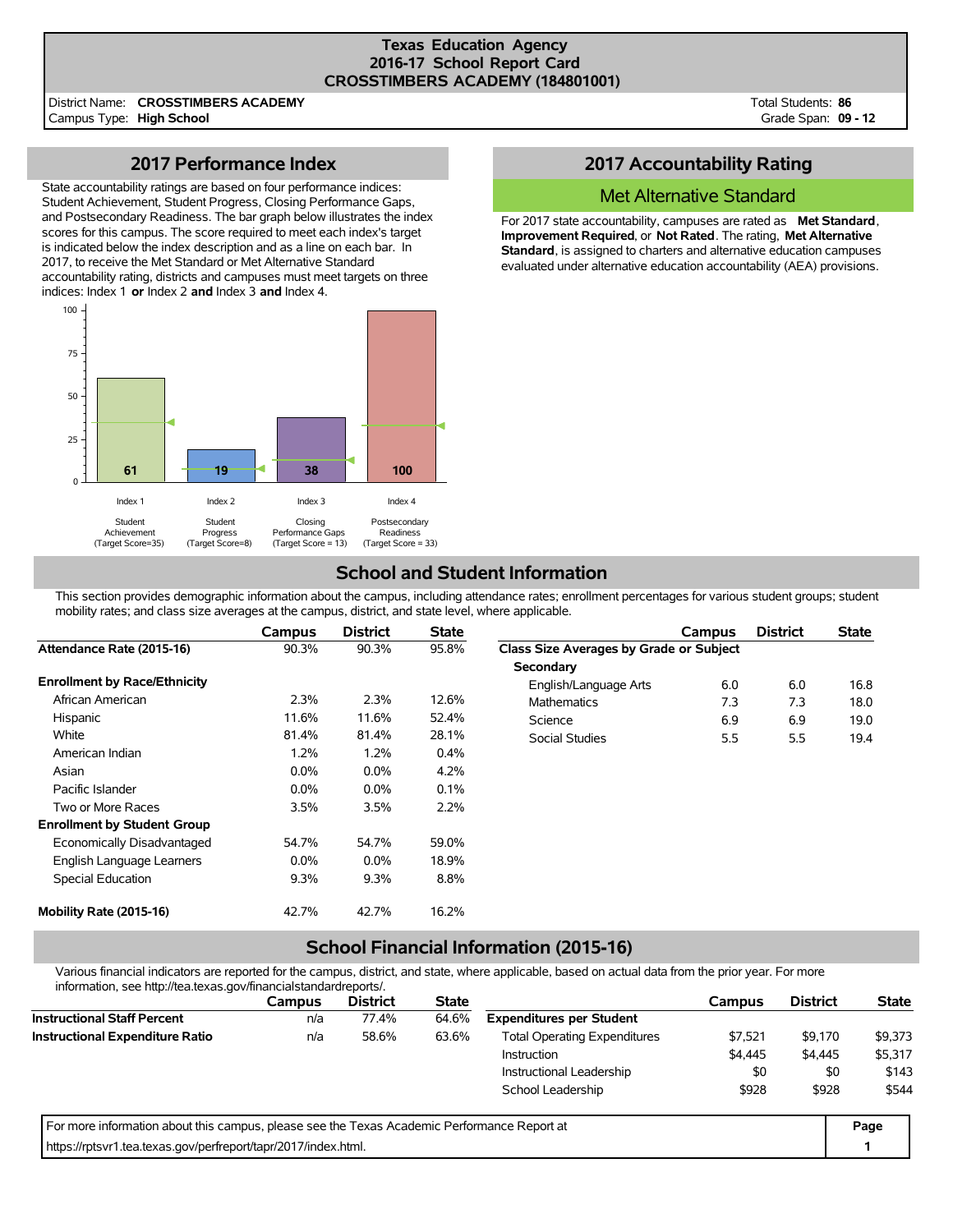# Texas Education Agency
## 2016-17 School Report Card
## CROSSTIMBERS ACADEMY (184801001)

District Name: **CROSSTIMBERS ACADEMY**
Campus Type: **High School**

Total Students: **86**
Grade Span: **09 - 12**

## 2017 Performance Index

State accountability ratings are based on four performance indices: Student Achievement, Student Progress, Closing Performance Gaps, and Postsecondary Readiness. The bar graph below illustrates the index scores for this campus. The score required to meet each index's target is indicated below the index description and as a line on each bar. In 2017, to receive the Met Standard or Met Alternative Standard accountability rating, districts and campuses must meet targets on three indices: Index 1 **or** Index 2 **and** Index 3 **and** Index 4.

| Index | Description | Score | Target Score |
|---|---|---|---|
| Index 1 | Student Achievement | 61 | 35 |
| Index 2 | Student Progress | 19 | 8 |
| Index 3 | Closing Performance Gaps | 38 | 13 |
| Index 4 | Postsecondary Readiness | 100 | 33 |

## 2017 Accountability Rating

### Met Alternative Standard

For 2017 state accountability, campuses are rated as **Met Standard**, **Improvement Required**, or **Not Rated**. The rating, **Met Alternative Standard**, is assigned to charters and alternative education campuses evaluated under alternative education accountability (AEA) provisions.

## School and Student Information

This section provides demographic information about the campus, including attendance rates; enrollment percentages for various student groups; student mobility rates; and class size averages at the campus, district, and state level, where applicable.

| | Campus | District | State |
|---|---|---|---|
| **Attendance Rate (2015-16)** | 90.3% | 90.3% | 95.8% |
| **Enrollment by Race/Ethnicity** | | | |
| African American | 2.3% | 2.3% | 12.6% |
| Hispanic | 11.6% | 11.6% | 52.4% |
| White | 81.4% | 81.4% | 28.1% |
| American Indian | 1.2% | 1.2% | 0.4% |
| Asian | 0.0% | 0.0% | 4.2% |
| Pacific Islander | 0.0% | 0.0% | 0.1% |
| Two or More Races | 3.5% | 3.5% | 2.2% |
| **Enrollment by Student Group** | | | |
| Economically Disadvantaged | 54.7% | 54.7% | 59.0% |
| English Language Learners | 0.0% | 0.0% | 18.9% |
| Special Education | 9.3% | 9.3% | 8.8% |
| **Mobility Rate (2015-16)** | 42.7% | 42.7% | 16.2% |

| | Campus | District | State |
|---|---|---|---|
| **Class Size Averages by Grade or Subject** | | | |
| **Secondary** | | | |
| English/Language Arts | 6.0 | 6.0 | 16.8 |
| Mathematics | 7.3 | 7.3 | 18.0 |
| Science | 6.9 | 6.9 | 19.0 |
| Social Studies | 5.5 | 5.5 | 19.4 |

## School Financial Information (2015-16)

Various financial indicators are reported for the campus, district, and state, where applicable, based on actual data from the prior year. For more information, see http://tea.texas.gov/financialstandardreports/.

| | Campus | District | State |
|---|---|---|---|
| **Instructional Staff Percent** | n/a | 77.4% | 64.6% |
| **Instructional Expenditure Ratio** | n/a | 58.6% | 63.6% |

| | Campus | District | State |
|---|---|---|---|
| **Expenditures per Student** | | | |
| Total Operating Expenditures | $7,521 | $9,170 | $9,373 |
| Instruction | $4,445 | $4,445 | $5,317 |
| Instructional Leadership | $0 | $0 | $143 |
| School Leadership | $928 | $928 | $544 |

For more information about this campus, please see the Texas Academic Performance Report at https://rptsvr1.tea.texas.gov/perfreport/tapr/2017/index.html.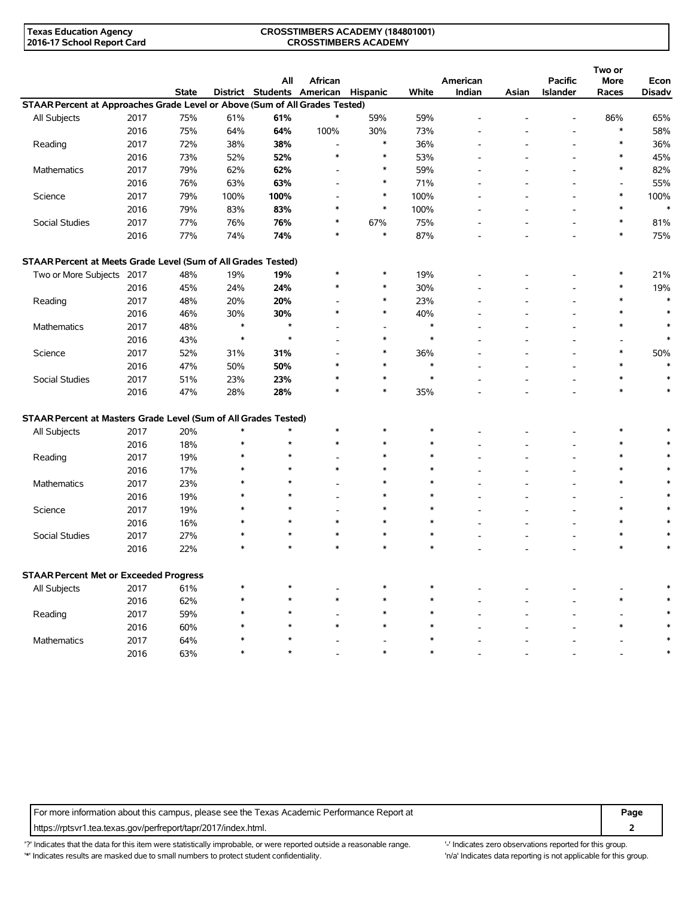| | | State | District | All Students | African American | Hispanic | White | American Indian | Asian | Pacific Islander | Two or More Races | Econ Disadv |
|---|---|---|---|---|---|---|---|---|---|---|---|---|
| **STAAR Percent at Approaches Grade Level or Above (Sum of All Grades Tested)** | | | | | | | | | | | | |
| All Subjects | 2017 | 75% | 61% | **61%** | * | 59% | 59% | - | - | - | 86% | 65% |
| | 2016 | 75% | 64% | **64%** | 100% | 30% | 73% | - | - | - | * | 58% |
| Reading | 2017 | 72% | 38% | **38%** | - | * | 36% | - | - | - | * | 36% |
| | 2016 | 73% | 52% | **52%** | * | * | 53% | - | - | - | * | 45% |
| Mathematics | 2017 | 79% | 62% | **62%** | - | * | 59% | - | - | - | * | 82% |
| | 2016 | 76% | 63% | **63%** | - | * | 71% | - | - | - | - | 55% |
| Science | 2017 | 79% | 100% | **100%** | - | * | 100% | - | - | - | * | 100% |
| | 2016 | 79% | 83% | **83%** | * | * | 100% | - | - | - | * | * |
| Social Studies | 2017 | 77% | 76% | **76%** | * | 67% | 75% | - | - | - | * | 81% |
| | 2016 | 77% | 74% | **74%** | * | * | 87% | - | - | - | * | 75% |
| **STAAR Percent at Meets Grade Level (Sum of All Grades Tested)** | | | | | | | | | | | | |
| Two or More Subjects | 2017 | 48% | 19% | **19%** | * | * | 19% | - | - | - | * | 21% |
| | 2016 | 45% | 24% | **24%** | * | * | 30% | - | - | - | * | 19% |
| Reading | 2017 | 48% | 20% | **20%** | - | * | 23% | - | - | - | * | * |
| | 2016 | 46% | 30% | **30%** | * | * | 40% | - | - | - | * | * |
| Mathematics | 2017 | 48% | * | * | - | - | * | - | - | - | * | * |
| | 2016 | 43% | * | * | - | * | * | - | - | - | - | * |
| Science | 2017 | 52% | 31% | **31%** | - | * | 36% | - | - | - | * | 50% |
| | 2016 | 47% | 50% | **50%** | * | * | * | - | - | - | * | * |
| Social Studies | 2017 | 51% | 23% | **23%** | * | * | * | - | - | - | * | * |
| | 2016 | 47% | 28% | **28%** | * | * | 35% | - | - | - | * | * |
| **STAAR Percent at Masters Grade Level (Sum of All Grades Tested)** | | | | | | | | | | | | |
| All Subjects | 2017 | 20% | * | * | * | * | * | - | - | - | * | * |
| | 2016 | 18% | * | * | * | * | * | - | - | - | * | * |
| Reading | 2017 | 19% | * | * | - | * | * | - | - | - | * | * |
| | 2016 | 17% | * | * | * | * | * | - | - | - | * | * |
| Mathematics | 2017 | 23% | * | * | - | * | * | - | - | - | * | * |
| | 2016 | 19% | * | * | - | * | * | - | - | - | - | * |
| Science | 2017 | 19% | * | * | - | * | * | - | - | - | * | * |
| | 2016 | 16% | * | * | * | * | * | - | - | - | * | * |
| Social Studies | 2017 | 27% | * | * | * | * | * | - | - | - | * | * |
| | 2016 | 22% | * | * | * | * | * | - | - | - | * | * |
| **STAAR Percent Met or Exceeded Progress** | | | | | | | | | | | | |
| All Subjects | 2017 | 61% | * | * | - | * | * | - | - | - | - | * |
| | 2016 | 62% | * | * | * | * | * | - | - | - | * | * |
| Reading | 2017 | 59% | * | * | - | * | * | - | - | - | - | * |
| | 2016 | 60% | * | * | * | * | * | - | - | - | * | * |
| Mathematics | 2017 | 64% | * | * | - | - | * | - | - | - | - | * |
| | 2016 | 63% | * | * | - | * | * | - | - | - | - | * |

For more information about this campus, please see the Texas Academic Performance Report at https://rptsvr1.tea.texas.gov/perfreport/tapr/2017/index.html.

'?' Indicates that the data for this item were statistically improbable, or were reported outside a reasonable range.
'*' Indicates results are masked due to small numbers to protect student confidentiality.
'-' Indicates zero observations reported for this group.
'n/a' Indicates data reporting is not applicable for this group.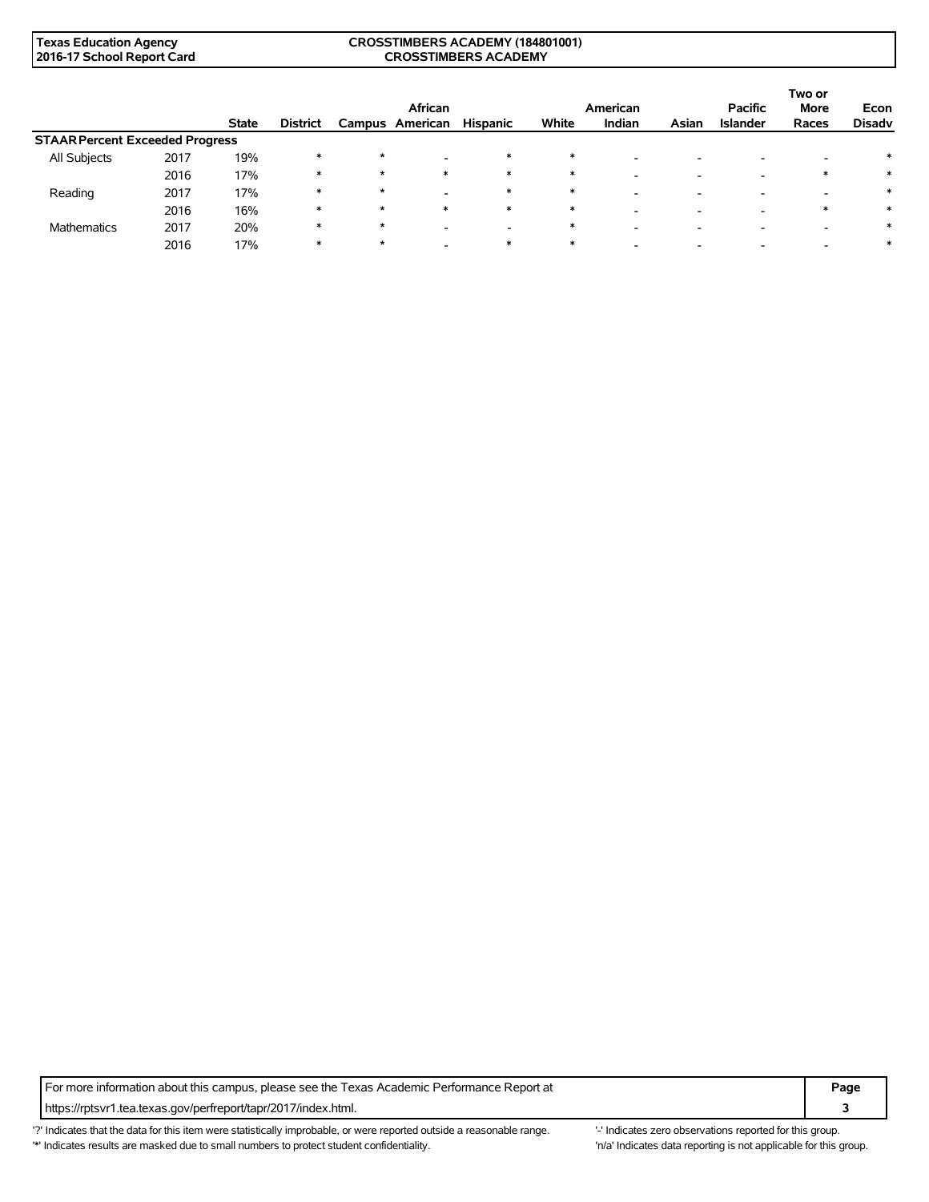| | | State | District | Campus | African American | Hispanic | White | American Indian | Asian | Pacific Islander | Two or More Races | Econ Disadv |
|---|---|---|---|---|---|---|---|---|---|---|---|---|
| **STAAR Percent Exceeded Progress** | | | | | | | | | | | | |
| All Subjects | 2017 | 19% | * | * | - | * | * | - | - | - | - | * |
| | 2016 | 17% | * | * | * | * | * | - | - | - | * | * |
| Reading | 2017 | 17% | * | * | - | * | * | - | - | - | - | * |
| | 2016 | 16% | * | * | * | * | * | - | - | - | * | * |
| Mathematics | 2017 | 20% | * | * | - | - | * | - | - | - | - | * |
| | 2016 | 17% | * | * | - | * | * | - | - | - | - | * |

For more information about this campus, please see the Texas Academic Performance Report at https://rptsvr1.tea.texas.gov/perfreport/tapr/2017/index.html.

'?' Indicates that the data for this item were statistically improbable, or were reported outside a reasonable range.
'*' Indicates results are masked due to small numbers to protect student confidentiality.
'-' Indicates zero observations reported for this group.
'n/a' Indicates data reporting is not applicable for this group.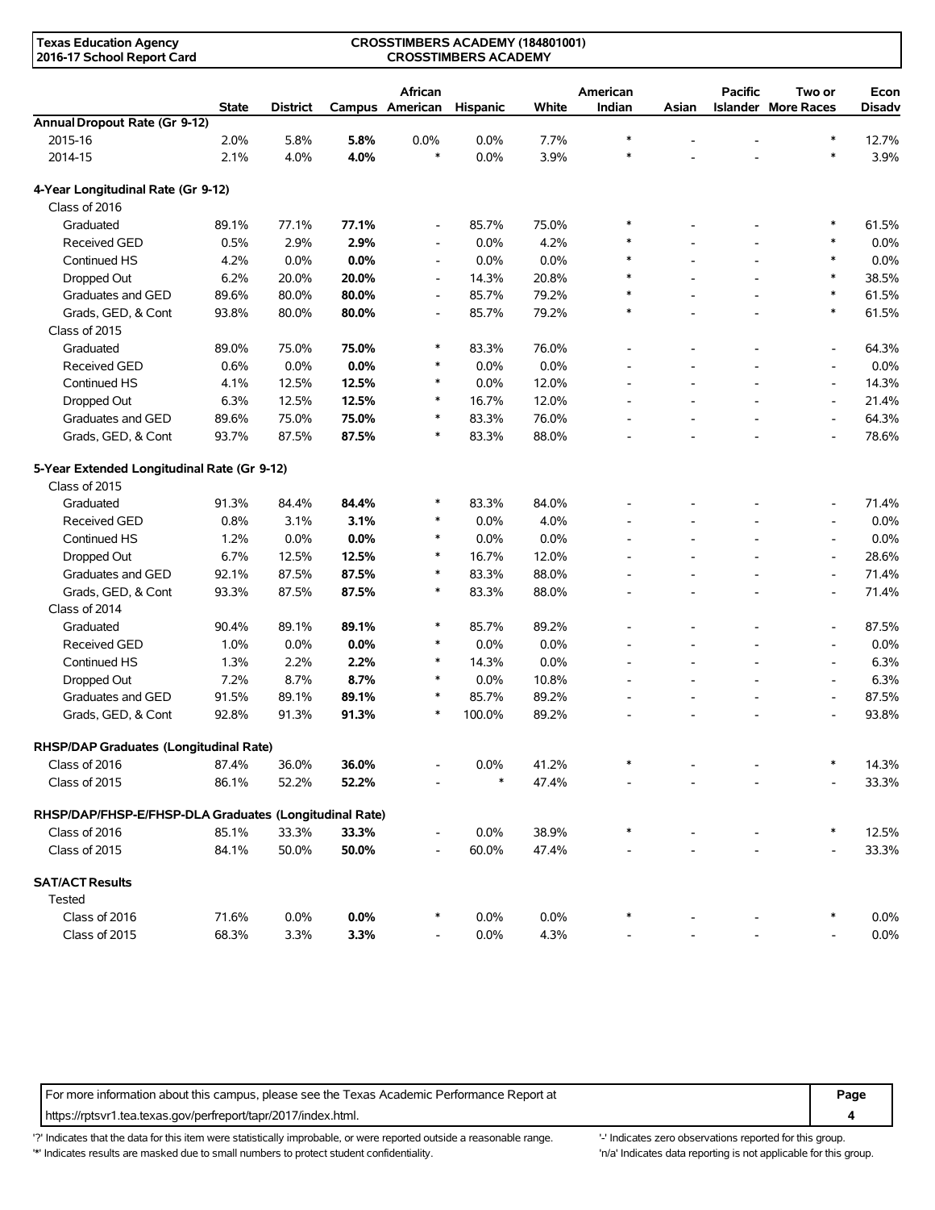**Texas Education Agency**
**2016-17 School Report Card**

**CROSSTIMBERS ACADEMY (184801001)**
**CROSSTIMBERS ACADEMY**

| | State | District | Campus | African American | Hispanic | White | American Indian | Asian | Pacific Islander | Two or More Races | Econ Disadv |
|---|---|---|---|---|---|---|---|---|---|---|---|
| **Annual Dropout Rate (Gr 9-12)** | | | | | | | | | | | |
| 2015-16 | 2.0% | 5.8% | **5.8%** | 0.0% | 0.0% | 7.7% | * | - | - | * | 12.7% |
| 2014-15 | 2.1% | 4.0% | **4.0%** | * | 0.0% | 3.9% | * | - | - | * | 3.9% |
| **4-Year Longitudinal Rate (Gr 9-12)** | | | | | | | | | | | |
| Class of 2016 | | | | | | | | | | | |
| Graduated | 89.1% | 77.1% | **77.1%** | - | 85.7% | 75.0% | * | - | - | * | 61.5% |
| Received GED | 0.5% | 2.9% | **2.9%** | - | 0.0% | 4.2% | * | - | - | * | 0.0% |
| Continued HS | 4.2% | 0.0% | **0.0%** | - | 0.0% | 0.0% | * | - | - | * | 0.0% |
| Dropped Out | 6.2% | 20.0% | **20.0%** | - | 14.3% | 20.8% | * | - | - | * | 38.5% |
| Graduates and GED | 89.6% | 80.0% | **80.0%** | - | 85.7% | 79.2% | * | - | - | * | 61.5% |
| Grads, GED, & Cont | 93.8% | 80.0% | **80.0%** | - | 85.7% | 79.2% | * | - | - | * | 61.5% |
| Class of 2015 | | | | | | | | | | | |
| Graduated | 89.0% | 75.0% | **75.0%** | * | 83.3% | 76.0% | - | - | - | - | 64.3% |
| Received GED | 0.6% | 0.0% | **0.0%** | * | 0.0% | 0.0% | - | - | - | - | 0.0% |
| Continued HS | 4.1% | 12.5% | **12.5%** | * | 0.0% | 12.0% | - | - | - | - | 14.3% |
| Dropped Out | 6.3% | 12.5% | **12.5%** | * | 16.7% | 12.0% | - | - | - | - | 21.4% |
| Graduates and GED | 89.6% | 75.0% | **75.0%** | * | 83.3% | 76.0% | - | - | - | - | 64.3% |
| Grads, GED, & Cont | 93.7% | 87.5% | **87.5%** | * | 83.3% | 88.0% | - | - | - | - | 78.6% |
| **5-Year Extended Longitudinal Rate (Gr 9-12)** | | | | | | | | | | | |
| Class of 2015 | | | | | | | | | | | |
| Graduated | 91.3% | 84.4% | **84.4%** | * | 83.3% | 84.0% | - | - | - | - | 71.4% |
| Received GED | 0.8% | 3.1% | **3.1%** | * | 0.0% | 4.0% | - | - | - | - | 0.0% |
| Continued HS | 1.2% | 0.0% | **0.0%** | * | 0.0% | 0.0% | - | - | - | - | 0.0% |
| Dropped Out | 6.7% | 12.5% | **12.5%** | * | 16.7% | 12.0% | - | - | - | - | 28.6% |
| Graduates and GED | 92.1% | 87.5% | **87.5%** | * | 83.3% | 88.0% | - | - | - | - | 71.4% |
| Grads, GED, & Cont | 93.3% | 87.5% | **87.5%** | * | 83.3% | 88.0% | - | - | - | - | 71.4% |
| Class of 2014 | | | | | | | | | | | |
| Graduated | 90.4% | 89.1% | **89.1%** | * | 85.7% | 89.2% | - | - | - | - | 87.5% |
| Received GED | 1.0% | 0.0% | **0.0%** | * | 0.0% | 0.0% | - | - | - | - | 0.0% |
| Continued HS | 1.3% | 2.2% | **2.2%** | * | 14.3% | 0.0% | - | - | - | - | 6.3% |
| Dropped Out | 7.2% | 8.7% | **8.7%** | * | 0.0% | 10.8% | - | - | - | - | 6.3% |
| Graduates and GED | 91.5% | 89.1% | **89.1%** | * | 85.7% | 89.2% | - | - | - | - | 87.5% |
| Grads, GED, & Cont | 92.8% | 91.3% | **91.3%** | * | 100.0% | 89.2% | - | - | - | - | 93.8% |
| **RHSP/DAP Graduates (Longitudinal Rate)** | | | | | | | | | | | |
| Class of 2016 | 87.4% | 36.0% | **36.0%** | - | 0.0% | 41.2% | * | - | - | * | 14.3% |
| Class of 2015 | 86.1% | 52.2% | **52.2%** | - | * | 47.4% | - | - | - | - | 33.3% |
| **RHSP/DAP/FHSP-E/FHSP-DLA Graduates (Longitudinal Rate)** | | | | | | | | | | | |
| Class of 2016 | 85.1% | 33.3% | **33.3%** | - | 0.0% | 38.9% | * | - | - | * | 12.5% |
| Class of 2015 | 84.1% | 50.0% | **50.0%** | - | 60.0% | 47.4% | - | - | - | - | 33.3% |
| **SAT/ACT Results** | | | | | | | | | | | |
| Tested | | | | | | | | | | | |
| Class of 2016 | 71.6% | 0.0% | **0.0%** | * | 0.0% | 0.0% | * | - | - | * | 0.0% |
| Class of 2015 | 68.3% | 3.3% | **3.3%** | - | 0.0% | 4.3% | - | - | - | - | 0.0% |

For more information about this campus, please see the Texas Academic Performance Report at https://rptsvr1.tea.texas.gov/perfreport/tapr/2017/index.html.

'?' Indicates that the data for this item were statistically improbable, or were reported outside a reasonable range.
'*' Indicates results are masked due to small numbers to protect student confidentiality.
'-' Indicates zero observations reported for this group.
'n/a' Indicates data reporting is not applicable for this group.